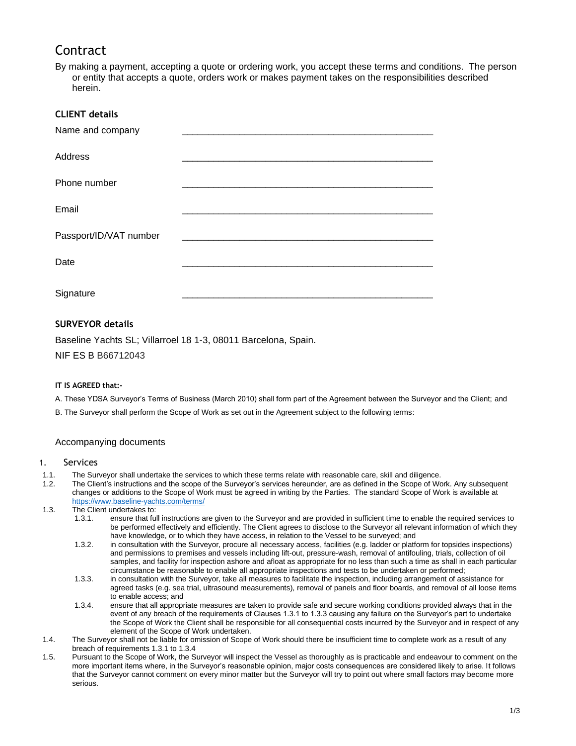# Contract

By making a payment, accepting a quote or ordering work, you accept these terms and conditions. The person or entity that accepts a quote, orders work or makes payment takes on the responsibilities described herein.

### CLIENT details

| | |
|---|---|
| Name and company | ________________________________ |
| Address | ________________________________ |
| Phone number | ________________________________ |
| Email | ________________________________ |
| Passport/ID/VAT number | ________________________________ |
| Date | ________________________________ |
| Signature | ________________________________ |

### SURVEYOR details

Baseline Yachts SL; Villarroel 18 1-3, 08011 Barcelona, Spain.

NIF ES B B66712043

**IT IS AGREED that:-**

A. These YDSA Surveyor's Terms of Business (March 2010) shall form part of the Agreement between the Surveyor and the Client; and

B. The Surveyor shall perform the Scope of Work as set out in the Agreement subject to the following terms:

Accompanying documents

## 1. Services

1.1. The Surveyor shall undertake the services to which these terms relate with reasonable care, skill and diligence.

1.2. The Client's instructions and the scope of the Surveyor's services hereunder, are as defined in the Scope of Work. Any subsequent changes or additions to the Scope of Work must be agreed in writing by the Parties. The standard Scope of Work is available at https://www.baseline-yachts.com/terms/

1.3. The Client undertakes to:

- 1.3.1. ensure that full instructions are given to the Surveyor and are provided in sufficient time to enable the required services to be performed effectively and efficiently. The Client agrees to disclose to the Surveyor all relevant information of which they have knowledge, or to which they have access, in relation to the Vessel to be surveyed; and
- 1.3.2. in consultation with the Surveyor, procure all necessary access, facilities (e.g. ladder or platform for topsides inspections) and permissions to premises and vessels including lift-out, pressure-wash, removal of antifouling, trials, collection of oil samples, and facility for inspection ashore and afloat as appropriate for no less than such a time as shall in each particular circumstance be reasonable to enable all appropriate inspections and tests to be undertaken or performed;
- 1.3.3. in consultation with the Surveyor, take all measures to facilitate the inspection, including arrangement of assistance for agreed tasks (e.g. sea trial, ultrasound measurements), removal of panels and floor boards, and removal of all loose items to enable access; and
- 1.3.4. ensure that all appropriate measures are taken to provide safe and secure working conditions provided always that in the event of any breach of the requirements of Clauses 1.3.1 to 1.3.3 causing any failure on the Surveyor's part to undertake the Scope of Work the Client shall be responsible for all consequential costs incurred by the Surveyor and in respect of any element of the Scope of Work undertaken.

1.4. The Surveyor shall not be liable for omission of Scope of Work should there be insufficient time to complete work as a result of any breach of requirements 1.3.1 to 1.3.4

1.5. Pursuant to the Scope of Work, the Surveyor will inspect the Vessel as thoroughly as is practicable and endeavour to comment on the more important items where, in the Surveyor's reasonable opinion, major costs consequences are considered likely to arise. It follows that the Surveyor cannot comment on every minor matter but the Surveyor will try to point out where small factors may become more serious.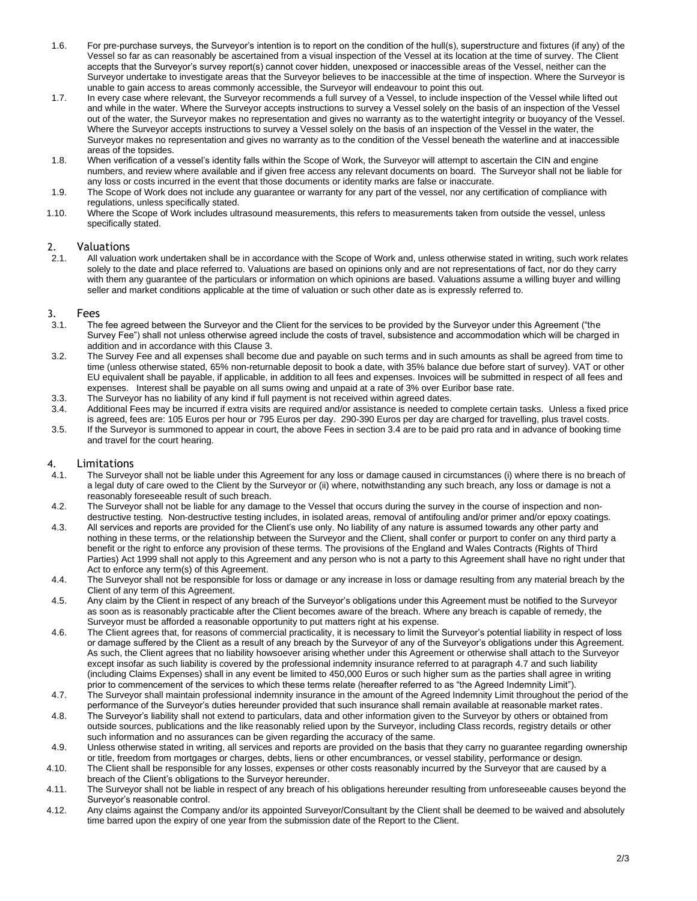1.6. For pre-purchase surveys, the Surveyor's intention is to report on the condition of the hull(s), superstructure and fixtures (if any) of the Vessel so far as can reasonably be ascertained from a visual inspection of the Vessel at its location at the time of survey. The Client accepts that the Surveyor's survey report(s) cannot cover hidden, unexposed or inaccessible areas of the Vessel, neither can the Surveyor undertake to investigate areas that the Surveyor believes to be inaccessible at the time of inspection. Where the Surveyor is unable to gain access to areas commonly accessible, the Surveyor will endeavour to point this out.

1.7. In every case where relevant, the Surveyor recommends a full survey of a Vessel, to include inspection of the Vessel while lifted out and while in the water. Where the Surveyor accepts instructions to survey a Vessel solely on the basis of an inspection of the Vessel out of the water, the Surveyor makes no representation and gives no warranty as to the watertight integrity or buoyancy of the Vessel. Where the Surveyor accepts instructions to survey a Vessel solely on the basis of an inspection of the Vessel in the water, the Surveyor makes no representation and gives no warranty as to the condition of the Vessel beneath the waterline and at inaccessible areas of the topsides.

1.8. When verification of a vessel's identity falls within the Scope of Work, the Surveyor will attempt to ascertain the CIN and engine numbers, and review where available and if given free access any relevant documents on board. The Surveyor shall not be liable for any loss or costs incurred in the event that those documents or identity marks are false or inaccurate.

1.9. The Scope of Work does not include any guarantee or warranty for any part of the vessel, nor any certification of compliance with regulations, unless specifically stated.

1.10. Where the Scope of Work includes ultrasound measurements, this refers to measurements taken from outside the vessel, unless specifically stated.

## 2. Valuations

2.1. All valuation work undertaken shall be in accordance with the Scope of Work and, unless otherwise stated in writing, such work relates solely to the date and place referred to. Valuations are based on opinions only and are not representations of fact, nor do they carry with them any guarantee of the particulars or information on which opinions are based. Valuations assume a willing buyer and willing seller and market conditions applicable at the time of valuation or such other date as is expressly referred to.

## 3. Fees

3.1. The fee agreed between the Surveyor and the Client for the services to be provided by the Surveyor under this Agreement ("the Survey Fee") shall not unless otherwise agreed include the costs of travel, subsistence and accommodation which will be charged in addition and in accordance with this Clause 3.

3.2. The Survey Fee and all expenses shall become due and payable on such terms and in such amounts as shall be agreed from time to time (unless otherwise stated, 65% non-returnable deposit to book a date, with 35% balance due before start of survey). VAT or other EU equivalent shall be payable, if applicable, in addition to all fees and expenses. Invoices will be submitted in respect of all fees and expenses. Interest shall be payable on all sums owing and unpaid at a rate of 3% over Euribor base rate.

3.3. The Surveyor has no liability of any kind if full payment is not received within agreed dates.

3.4. Additional Fees may be incurred if extra visits are required and/or assistance is needed to complete certain tasks. Unless a fixed price is agreed, fees are: 105 Euros per hour or 795 Euros per day. 290-390 Euros per day are charged for travelling, plus travel costs.

3.5. If the Surveyor is summoned to appear in court, the above Fees in section 3.4 are to be paid pro rata and in advance of booking time and travel for the court hearing.

## 4. Limitations

4.1. The Surveyor shall not be liable under this Agreement for any loss or damage caused in circumstances (i) where there is no breach of a legal duty of care owed to the Client by the Surveyor or (ii) where, notwithstanding any such breach, any loss or damage is not a reasonably foreseeable result of such breach.

4.2. The Surveyor shall not be liable for any damage to the Vessel that occurs during the survey in the course of inspection and non-destructive testing. Non-destructive testing includes, in isolated areas, removal of antifouling and/or primer and/or epoxy coatings.

4.3. All services and reports are provided for the Client's use only. No liability of any nature is assumed towards any other party and nothing in these terms, or the relationship between the Surveyor and the Client, shall confer or purport to confer on any third party a benefit or the right to enforce any provision of these terms. The provisions of the England and Wales Contracts (Rights of Third Parties) Act 1999 shall not apply to this Agreement and any person who is not a party to this Agreement shall have no right under that Act to enforce any term(s) of this Agreement.

4.4. The Surveyor shall not be responsible for loss or damage or any increase in loss or damage resulting from any material breach by the Client of any term of this Agreement.

4.5. Any claim by the Client in respect of any breach of the Surveyor's obligations under this Agreement must be notified to the Surveyor as soon as is reasonably practicable after the Client becomes aware of the breach. Where any breach is capable of remedy, the Surveyor must be afforded a reasonable opportunity to put matters right at his expense.

4.6. The Client agrees that, for reasons of commercial practicality, it is necessary to limit the Surveyor's potential liability in respect of loss or damage suffered by the Client as a result of any breach by the Surveyor of any of the Surveyor's obligations under this Agreement. As such, the Client agrees that no liability howsoever arising whether under this Agreement or otherwise shall attach to the Surveyor except insofar as such liability is covered by the professional indemnity insurance referred to at paragraph 4.7 and such liability (including Claims Expenses) shall in any event be limited to 450,000 Euros or such higher sum as the parties shall agree in writing prior to commencement of the services to which these terms relate (hereafter referred to as "the Agreed Indemnity Limit").

4.7. The Surveyor shall maintain professional indemnity insurance in the amount of the Agreed Indemnity Limit throughout the period of the performance of the Surveyor's duties hereunder provided that such insurance shall remain available at reasonable market rates.

4.8. The Surveyor's liability shall not extend to particulars, data and other information given to the Surveyor by others or obtained from outside sources, publications and the like reasonably relied upon by the Surveyor, including Class records, registry details or other such information and no assurances can be given regarding the accuracy of the same.

4.9. Unless otherwise stated in writing, all services and reports are provided on the basis that they carry no guarantee regarding ownership or title, freedom from mortgages or charges, debts, liens or other encumbrances, or vessel stability, performance or design.

4.10. The Client shall be responsible for any losses, expenses or other costs reasonably incurred by the Surveyor that are caused by a breach of the Client's obligations to the Surveyor hereunder.

4.11. The Surveyor shall not be liable in respect of any breach of his obligations hereunder resulting from unforeseeable causes beyond the Surveyor's reasonable control.

4.12. Any claims against the Company and/or its appointed Surveyor/Consultant by the Client shall be deemed to be waived and absolutely time barred upon the expiry of one year from the submission date of the Report to the Client.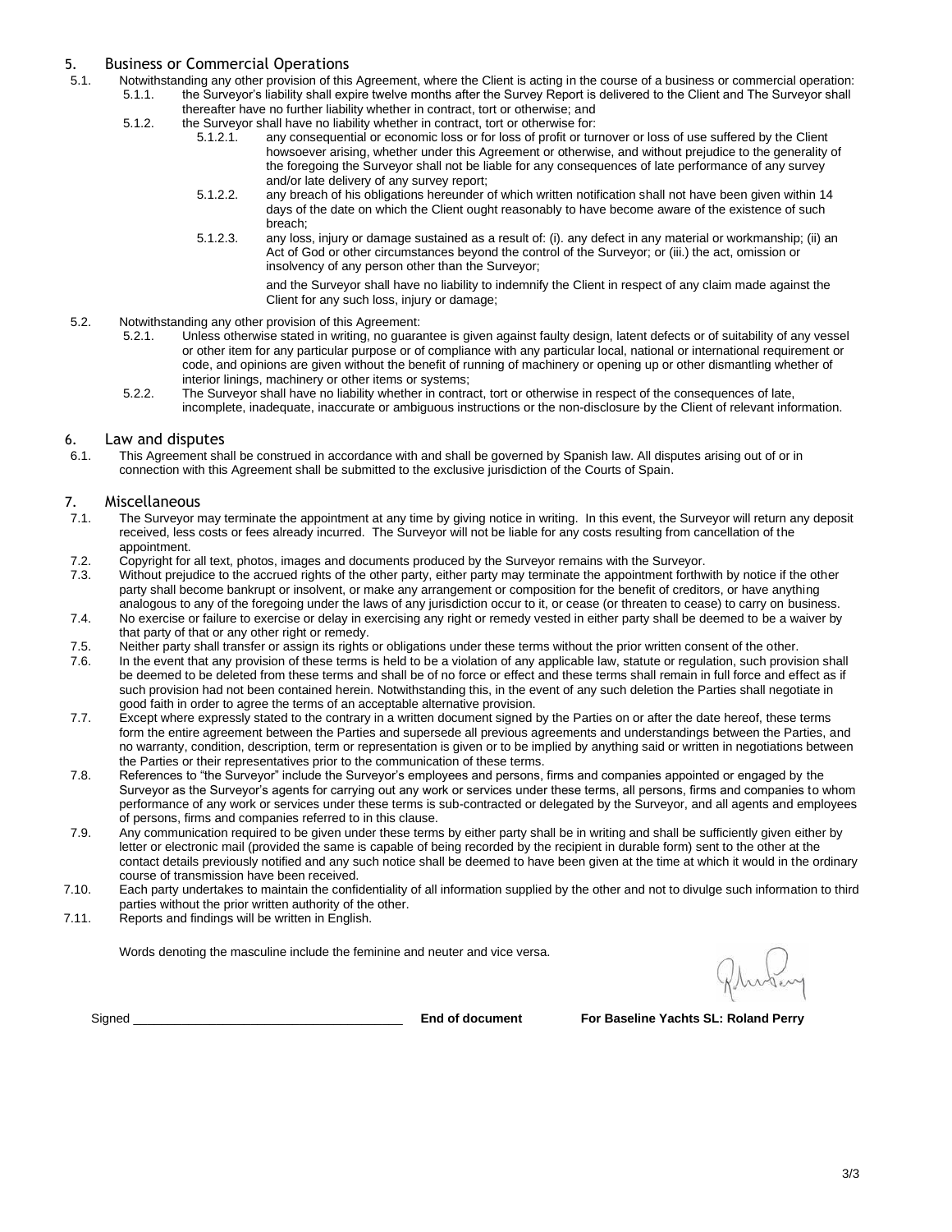## 5. Business or Commercial Operations

5.1. Notwithstanding any other provision of this Agreement, where the Client is acting in the course of a business or commercial operation:

5.1.1. the Surveyor's liability shall expire twelve months after the Survey Report is delivered to the Client and The Surveyor shall thereafter have no further liability whether in contract, tort or otherwise; and

5.1.2. the Surveyor shall have no liability whether in contract, tort or otherwise for:

5.1.2.1. any consequential or economic loss or for loss of profit or turnover or loss of use suffered by the Client howsoever arising, whether under this Agreement or otherwise, and without prejudice to the generality of the foregoing the Surveyor shall not be liable for any consequences of late performance of any survey and/or late delivery of any survey report;

5.1.2.2. any breach of his obligations hereunder of which written notification shall not have been given within 14 days of the date on which the Client ought reasonably to have become aware of the existence of such breach;

5.1.2.3. any loss, injury or damage sustained as a result of: (i). any defect in any material or workmanship; (ii) an Act of God or other circumstances beyond the control of the Surveyor; or (iii.) the act, omission or insolvency of any person other than the Surveyor;

and the Surveyor shall have no liability to indemnify the Client in respect of any claim made against the Client for any such loss, injury or damage;

5.2. Notwithstanding any other provision of this Agreement:

5.2.1. Unless otherwise stated in writing, no guarantee is given against faulty design, latent defects or of suitability of any vessel or other item for any particular purpose or of compliance with any particular local, national or international requirement or code, and opinions are given without the benefit of running of machinery or opening up or other dismantling whether of interior linings, machinery or other items or systems;

5.2.2. The Surveyor shall have no liability whether in contract, tort or otherwise in respect of the consequences of late, incomplete, inadequate, inaccurate or ambiguous instructions or the non-disclosure by the Client of relevant information.

## 6. Law and disputes

6.1. This Agreement shall be construed in accordance with and shall be governed by Spanish law. All disputes arising out of or in connection with this Agreement shall be submitted to the exclusive jurisdiction of the Courts of Spain.

## 7. Miscellaneous

7.1. The Surveyor may terminate the appointment at any time by giving notice in writing. In this event, the Surveyor will return any deposit received, less costs or fees already incurred. The Surveyor will not be liable for any costs resulting from cancellation of the appointment.

7.2. Copyright for all text, photos, images and documents produced by the Surveyor remains with the Surveyor.

7.3. Without prejudice to the accrued rights of the other party, either party may terminate the appointment forthwith by notice if the other party shall become bankrupt or insolvent, or make any arrangement or composition for the benefit of creditors, or have anything analogous to any of the foregoing under the laws of any jurisdiction occur to it, or cease (or threaten to cease) to carry on business.

7.4. No exercise or failure to exercise or delay in exercising any right or remedy vested in either party shall be deemed to be a waiver by that party of that or any other right or remedy.

7.5. Neither party shall transfer or assign its rights or obligations under these terms without the prior written consent of the other.

7.6. In the event that any provision of these terms is held to be a violation of any applicable law, statute or regulation, such provision shall be deemed to be deleted from these terms and shall be of no force or effect and these terms shall remain in full force and effect as if such provision had not been contained herein. Notwithstanding this, in the event of any such deletion the Parties shall negotiate in good faith in order to agree the terms of an acceptable alternative provision.

7.7. Except where expressly stated to the contrary in a written document signed by the Parties on or after the date hereof, these terms form the entire agreement between the Parties and supersede all previous agreements and understandings between the Parties, and no warranty, condition, description, term or representation is given or to be implied by anything said or written in negotiations between the Parties or their representatives prior to the communication of these terms.

7.8. References to "the Surveyor" include the Surveyor's employees and persons, firms and companies appointed or engaged by the Surveyor as the Surveyor's agents for carrying out any work or services under these terms, all persons, firms and companies to whom performance of any work or services under these terms is sub-contracted or delegated by the Surveyor, and all agents and employees of persons, firms and companies referred to in this clause.

7.9. Any communication required to be given under these terms by either party shall be in writing and shall be sufficiently given either by letter or electronic mail (provided the same is capable of being recorded by the recipient in durable form) sent to the other at the contact details previously notified and any such notice shall be deemed to have been given at the time at which it would in the ordinary course of transmission have been received.

7.10. Each party undertakes to maintain the confidentiality of all information supplied by the other and not to divulge such information to third parties without the prior written authority of the other.

7.11. Reports and findings will be written in English.

Words denoting the masculine include the feminine and neuter and vice versa.

Signed ______________________________________ **End of document** **For Baseline Yachts SL: Roland Perry**